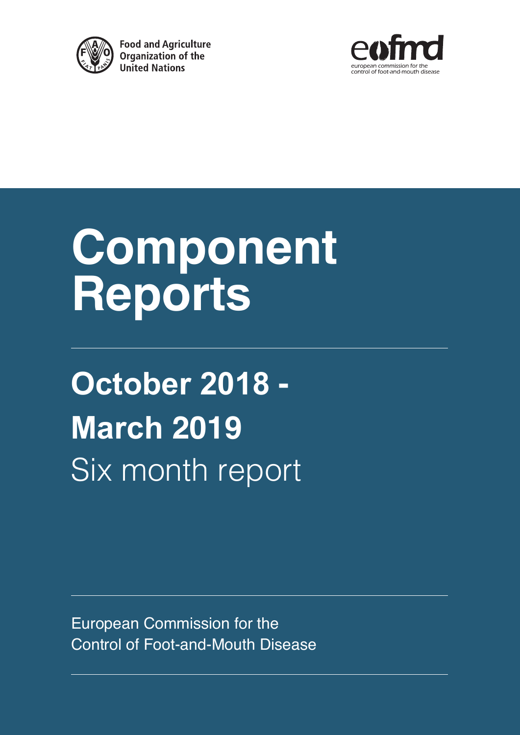Food and Agriculture Organization of the United Nations

european commission for the control of foot-and-mouth disease

# Component Reports

## October 2018 - March 2019

Six month report

European Commission for the Control of Foot-and-Mouth Disease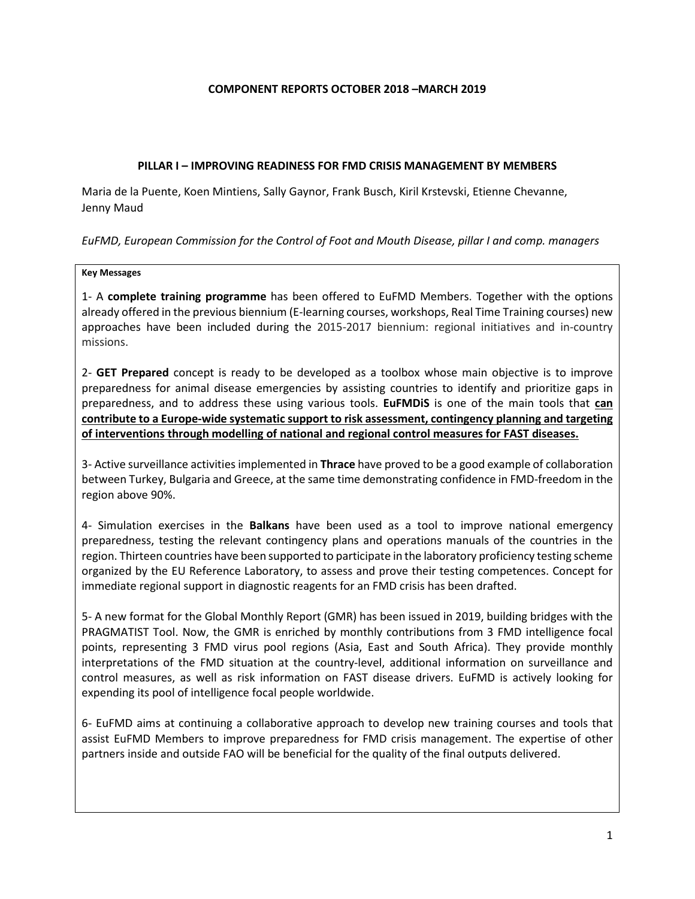**COMPONENT REPORTS OCTOBER 2018 –MARCH 2019**

## PILLAR I – IMPROVING READINESS FOR FMD CRISIS MANAGEMENT BY MEMBERS

Maria de la Puente, Koen Mintiens, Sally Gaynor, Frank Busch, Kiril Krstevski, Etienne Chevanne, Jenny Maud

*EuFMD, European Commission for the Control of Foot and Mouth Disease, pillar I and comp. managers*

**Key Messages**

1- A **complete training programme** has been offered to EuFMD Members. Together with the options already offered in the previous biennium (E-learning courses, workshops, Real Time Training courses) new approaches have been included during the 2015-2017 biennium: regional initiatives and in-country missions.

2- **GET Prepared** concept is ready to be developed as a toolbox whose main objective is to improve preparedness for animal disease emergencies by assisting countries to identify and prioritize gaps in preparedness, and to address these using various tools. **EuFMDiS** is one of the main tools that **can contribute to a Europe-wide systematic support to risk assessment, contingency planning and targeting of interventions through modelling of national and regional control measures for FAST diseases.**

3- Active surveillance activities implemented in **Thrace** have proved to be a good example of collaboration between Turkey, Bulgaria and Greece, at the same time demonstrating confidence in FMD-freedom in the region above 90%.

4- Simulation exercises in the **Balkans** have been used as a tool to improve national emergency preparedness, testing the relevant contingency plans and operations manuals of the countries in the region. Thirteen countries have been supported to participate in the laboratory proficiency testing scheme organized by the EU Reference Laboratory, to assess and prove their testing competences. Concept for immediate regional support in diagnostic reagents for an FMD crisis has been drafted.

5- A new format for the Global Monthly Report (GMR) has been issued in 2019, building bridges with the PRAGMATIST Tool. Now, the GMR is enriched by monthly contributions from 3 FMD intelligence focal points, representing 3 FMD virus pool regions (Asia, East and South Africa). They provide monthly interpretations of the FMD situation at the country-level, additional information on surveillance and control measures, as well as risk information on FAST disease drivers. EuFMD is actively looking for expending its pool of intelligence focal people worldwide.

6- EuFMD aims at continuing a collaborative approach to develop new training courses and tools that assist EuFMD Members to improve preparedness for FMD crisis management. The expertise of other partners inside and outside FAO will be beneficial for the quality of the final outputs delivered.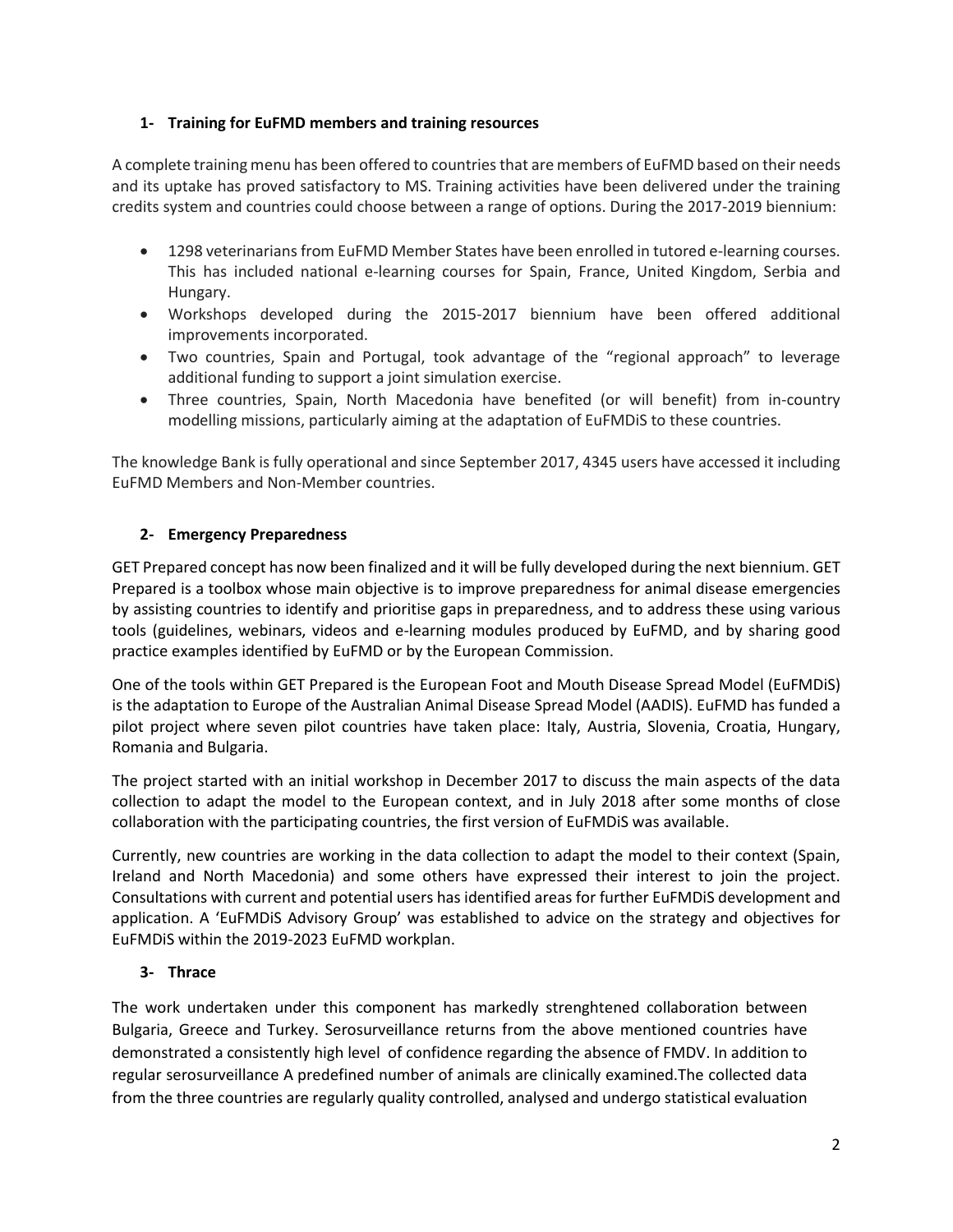## 1- Training for EuFMD members and training resources

A complete training menu has been offered to countries that are members of EuFMD based on their needs and its uptake has proved satisfactory to MS. Training activities have been delivered under the training credits system and countries could choose between a range of options. During the 2017-2019 biennium:

- 1298 veterinarians from EuFMD Member States have been enrolled in tutored e-learning courses. This has included national e-learning courses for Spain, France, United Kingdom, Serbia and Hungary.
- Workshops developed during the 2015-2017 biennium have been offered additional improvements incorporated.
- Two countries, Spain and Portugal, took advantage of the "regional approach" to leverage additional funding to support a joint simulation exercise.
- Three countries, Spain, North Macedonia have benefited (or will benefit) from in-country modelling missions, particularly aiming at the adaptation of EuFMDiS to these countries.

The knowledge Bank is fully operational and since September 2017, 4345 users have accessed it including EuFMD Members and Non-Member countries.

## 2- Emergency Preparedness

GET Prepared concept has now been finalized and it will be fully developed during the next biennium. GET Prepared is a toolbox whose main objective is to improve preparedness for animal disease emergencies by assisting countries to identify and prioritise gaps in preparedness, and to address these using various tools (guidelines, webinars, videos and e-learning modules produced by EuFMD, and by sharing good practice examples identified by EuFMD or by the European Commission.

One of the tools within GET Prepared is the European Foot and Mouth Disease Spread Model (EuFMDiS) is the adaptation to Europe of the Australian Animal Disease Spread Model (AADIS). EuFMD has funded a pilot project where seven pilot countries have taken place: Italy, Austria, Slovenia, Croatia, Hungary, Romania and Bulgaria.

The project started with an initial workshop in December 2017 to discuss the main aspects of the data collection to adapt the model to the European context, and in July 2018 after some months of close collaboration with the participating countries, the first version of EuFMDiS was available.

Currently, new countries are working in the data collection to adapt the model to their context (Spain, Ireland and North Macedonia) and some others have expressed their interest to join the project. Consultations with current and potential users has identified areas for further EuFMDiS development and application. A 'EuFMDiS Advisory Group' was established to advice on the strategy and objectives for EuFMDiS within the 2019-2023 EuFMD workplan.

## 3- Thrace

The work undertaken under this component has markedly strenghtened collaboration between Bulgaria, Greece and Turkey. Serosurveillance returns from the above mentioned countries have demonstrated a consistently high level of confidence regarding the absence of FMDV. In addition to regular serosurveillance A predefined number of animals are clinically examined.The collected data from the three countries are regularly quality controlled, analysed and undergo statistical evaluation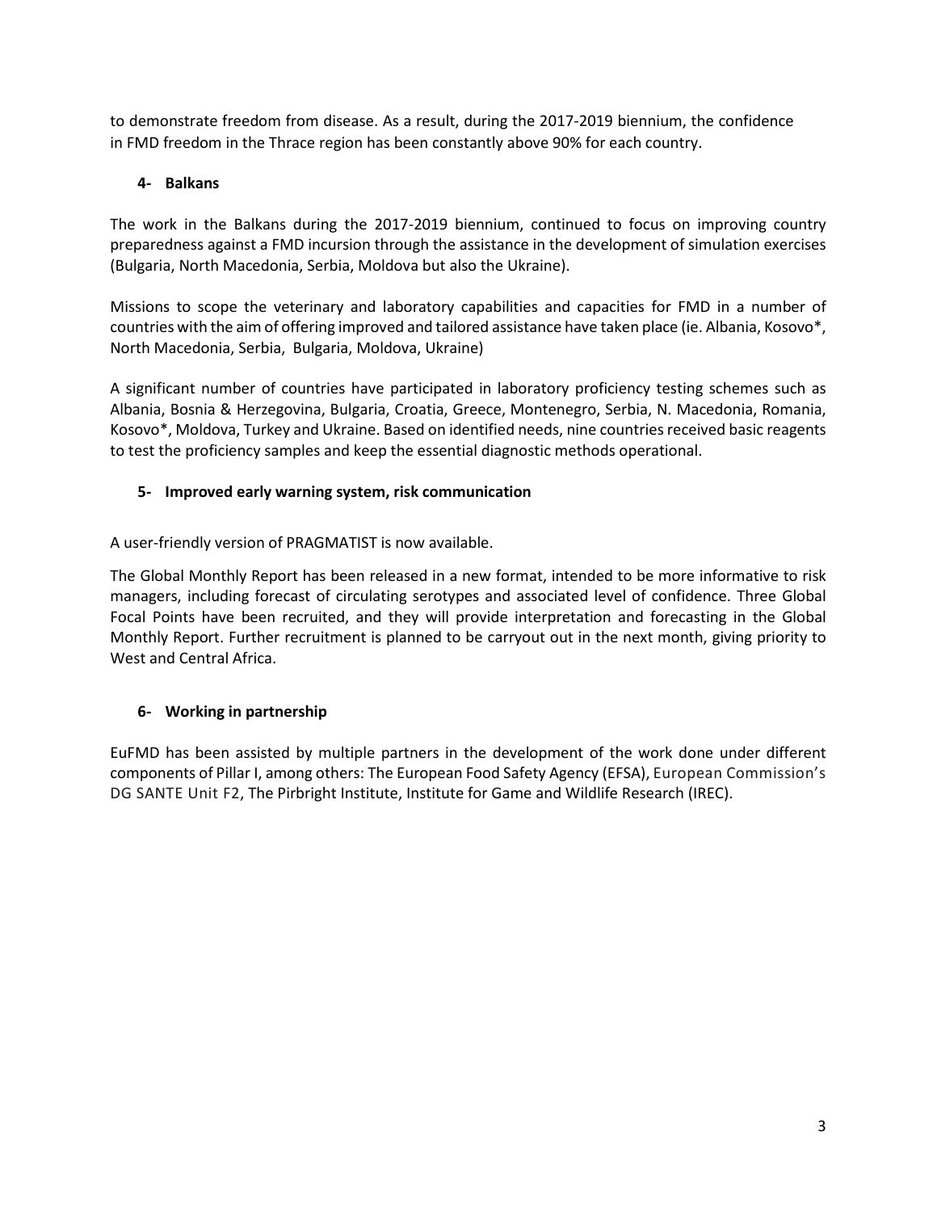to demonstrate freedom from disease. As a result, during the 2017-2019 biennium, the confidence in FMD freedom in the Thrace region has been constantly above 90% for each country.

### 4- Balkans

The work in the Balkans during the 2017-2019 biennium, continued to focus on improving country preparedness against a FMD incursion through the assistance in the development of simulation exercises (Bulgaria, North Macedonia, Serbia, Moldova but also the Ukraine).

Missions to scope the veterinary and laboratory capabilities and capacities for FMD in a number of countries with the aim of offering improved and tailored assistance have taken place (ie. Albania, Kosovo*, North Macedonia, Serbia, Bulgaria, Moldova, Ukraine)

A significant number of countries have participated in laboratory proficiency testing schemes such as Albania, Bosnia & Herzegovina, Bulgaria, Croatia, Greece, Montenegro, Serbia, N. Macedonia, Romania, Kosovo*, Moldova, Turkey and Ukraine. Based on identified needs, nine countries received basic reagents to test the proficiency samples and keep the essential diagnostic methods operational.

### 5- Improved early warning system, risk communication

A user-friendly version of PRAGMATIST is now available.

The Global Monthly Report has been released in a new format, intended to be more informative to risk managers, including forecast of circulating serotypes and associated level of confidence. Three Global Focal Points have been recruited, and they will provide interpretation and forecasting in the Global Monthly Report. Further recruitment is planned to be carryout out in the next month, giving priority to West and Central Africa.

### 6- Working in partnership

EuFMD has been assisted by multiple partners in the development of the work done under different components of Pillar I, among others: The European Food Safety Agency (EFSA), European Commission's DG SANTE Unit F2, The Pirbright Institute, Institute for Game and Wildlife Research (IREC).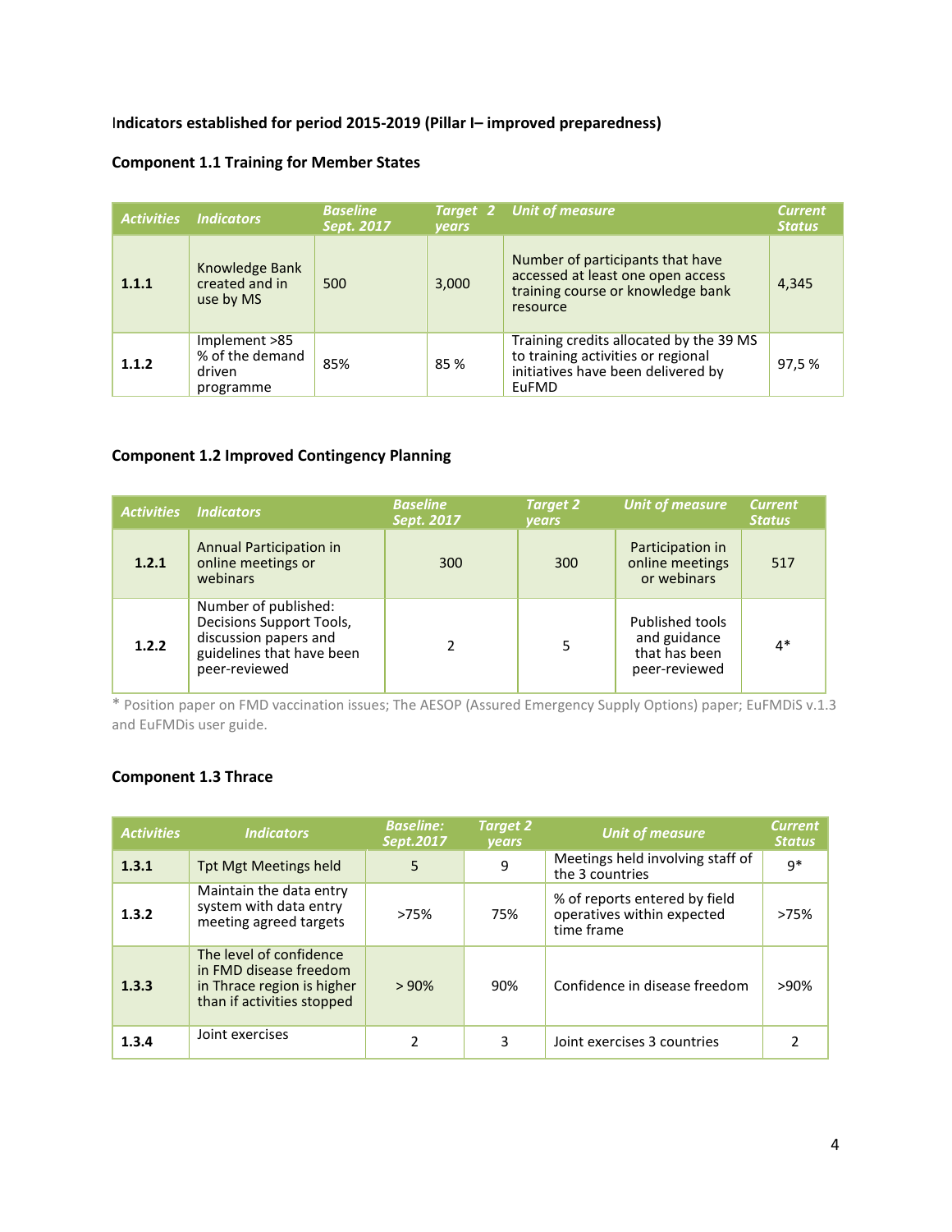**Indicators established for period 2015-2019 (Pillar I– improved preparedness)**

**Component 1.1 Training for Member States**

| Activities | Indicators | Baseline Sept. 2017 | Target 2 years | Unit of measure | Current Status |
|---|---|---|---|---|---|
| **1.1.1** | Knowledge Bank created and in use by MS | 500 | 3,000 | Number of participants that have accessed at least one open access training course or knowledge bank resource | 4,345 |
| **1.1.2** | Implement >85 % of the demand driven programme | 85% | 85 % | Training credits allocated by the 39 MS to training activities or regional initiatives have been delivered by EuFMD | 97,5 % |

**Component 1.2 Improved Contingency Planning**

| Activities | Indicators | Baseline Sept. 2017 | Target 2 years | Unit of measure | Current Status |
|---|---|---|---|---|---|
| **1.2.1** | Annual Participation in online meetings or webinars | 300 | 300 | Participation in online meetings or webinars | 517 |
| **1.2.2** | Number of published: Decisions Support Tools, discussion papers and guidelines that have been peer-reviewed | 2 | 5 | Published tools and guidance that has been peer-reviewed | 4* |

* Position paper on FMD vaccination issues; The AESOP (Assured Emergency Supply Options) paper; EuFMDiS v.1.3 and EuFMDis user guide.

**Component 1.3 Thrace**

| Activities | Indicators | Baseline: Sept.2017 | Target 2 years | Unit of measure | Current Status |
|---|---|---|---|---|---|
| **1.3.1** | Tpt Mgt Meetings held | 5 | 9 | Meetings held involving staff of the 3 countries | 9* |
| **1.3.2** | Maintain the data entry system with data entry meeting agreed targets | >75% | 75% | % of reports entered by field operatives within expected time frame | >75% |
| **1.3.3** | The level of confidence in FMD disease freedom in Thrace region is higher than if activities stopped | > 90% | 90% | Confidence in disease freedom | >90% |
| **1.3.4** | Joint exercises | 2 | 3 | Joint exercises 3 countries | 2 |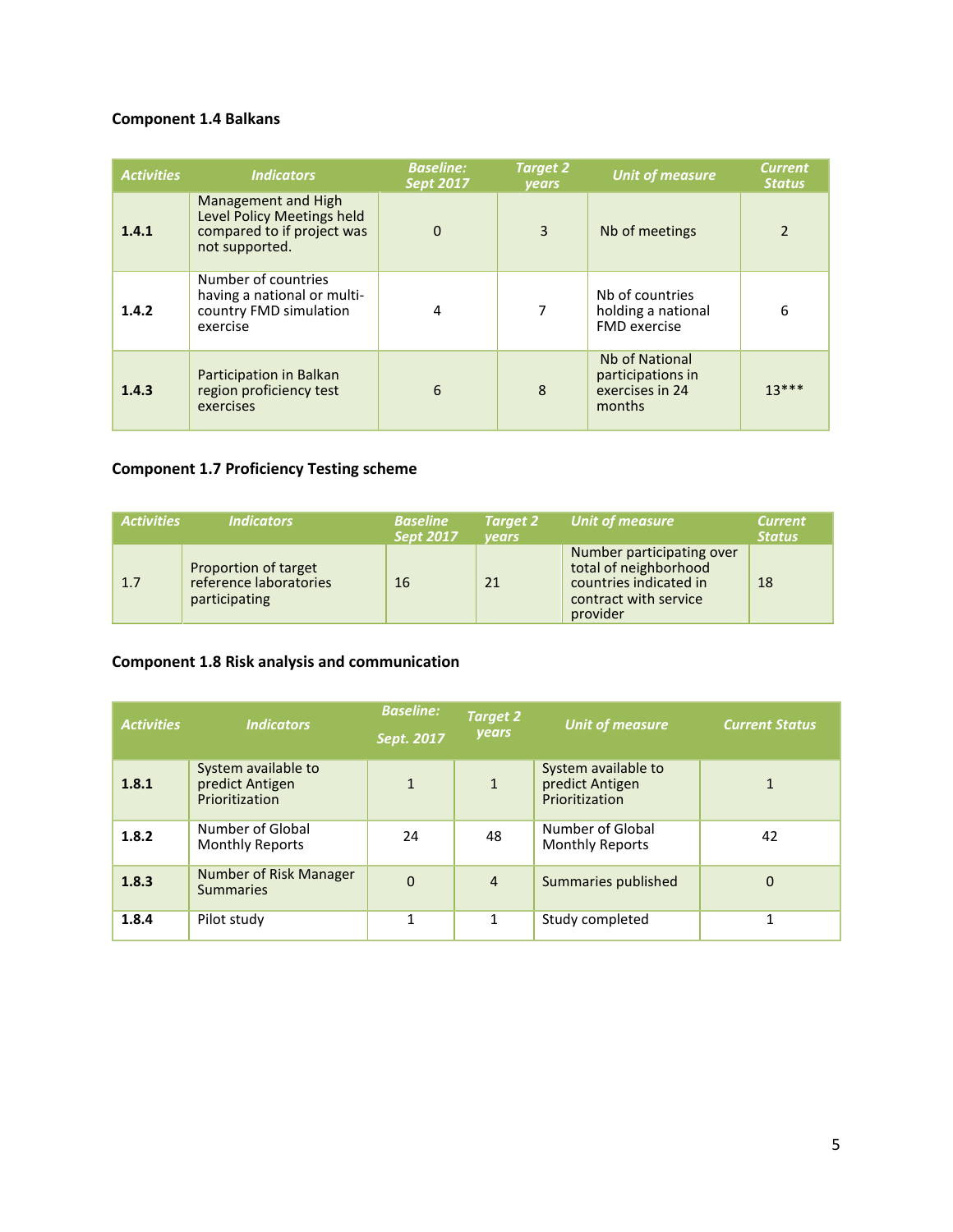**Component 1.4 Balkans**

| Activities | Indicators | Baseline: Sept 2017 | Target 2 years | Unit of measure | Current Status |
|---|---|---|---|---|---|
| **1.4.1** | Management and High Level Policy Meetings held compared to if project was not supported. | 0 | 3 | Nb of meetings | 2 |
| **1.4.2** | Number of countries having a national or multi-country FMD simulation exercise | 4 | 7 | Nb of countries holding a national FMD exercise | 6 |
| **1.4.3** | Participation in Balkan region proficiency test exercises | 6 | 8 | Nb of National participations in exercises in 24 months | 13*** |

**Component 1.7 Proficiency Testing scheme**

| Activities | Indicators | Baseline Sept 2017 | Target 2 years | Unit of measure | Current Status |
|---|---|---|---|---|---|
| 1.7 | Proportion of target reference laboratories participating | 16 | 21 | Number participating over total of neighborhood countries indicated in contract with service provider | 18 |

**Component 1.8 Risk analysis and communication**

| Activities | Indicators | Baseline: Sept. 2017 | Target 2 years | Unit of measure | Current Status |
|---|---|---|---|---|---|
| **1.8.1** | System available to predict Antigen Prioritization | 1 | 1 | System available to predict Antigen Prioritization | 1 |
| **1.8.2** | Number of Global Monthly Reports | 24 | 48 | Number of Global Monthly Reports | 42 |
| **1.8.3** | Number of Risk Manager Summaries | 0 | 4 | Summaries published | 0 |
| **1.8.4** | Pilot study | 1 | 1 | Study completed | 1 |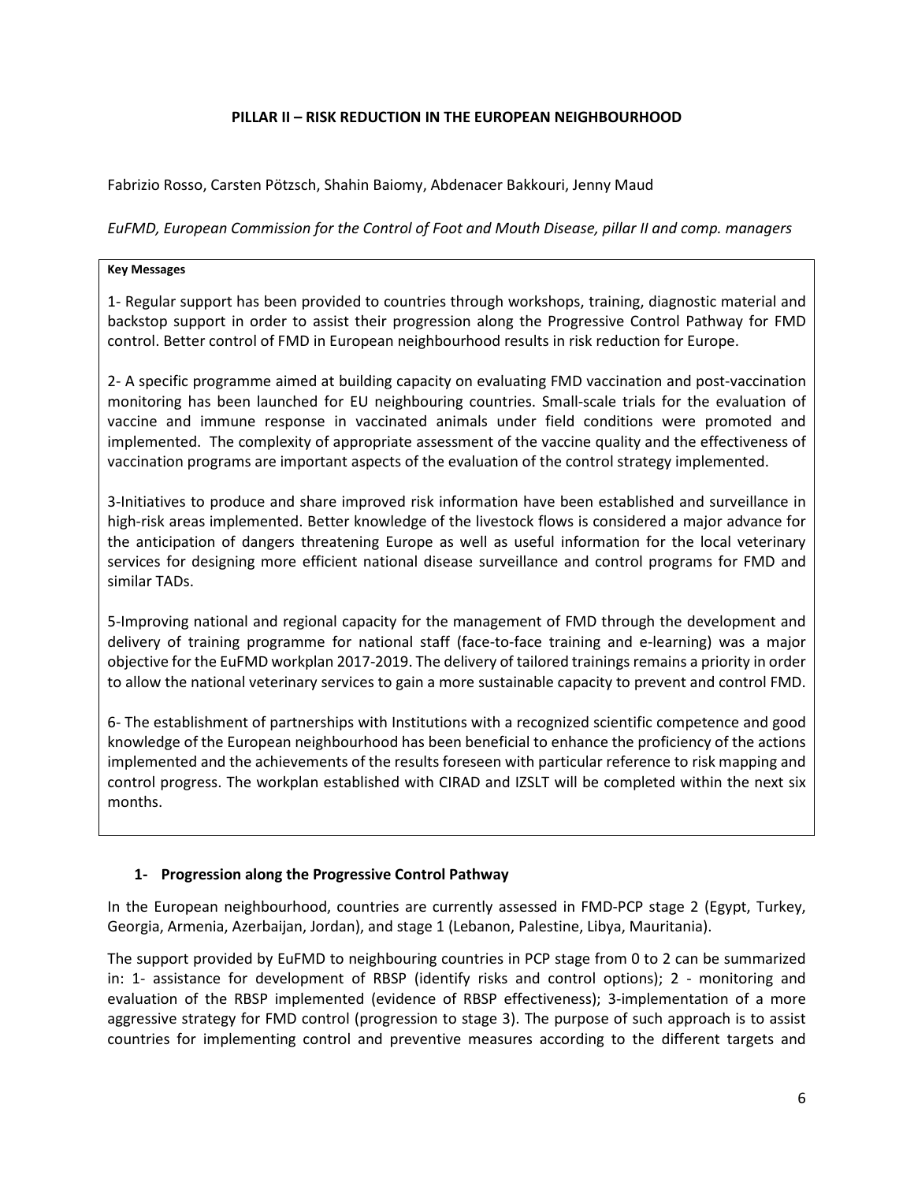## PILLAR II – RISK REDUCTION IN THE EUROPEAN NEIGHBOURHOOD

Fabrizio Rosso, Carsten Pötzsch, Shahin Baiomy, Abdenacer Bakkouri, Jenny Maud

*EuFMD, European Commission for the Control of Foot and Mouth Disease, pillar II and comp. managers*

**Key Messages**

1- Regular support has been provided to countries through workshops, training, diagnostic material and backstop support in order to assist their progression along the Progressive Control Pathway for FMD control. Better control of FMD in European neighbourhood results in risk reduction for Europe.

2- A specific programme aimed at building capacity on evaluating FMD vaccination and post-vaccination monitoring has been launched for EU neighbouring countries. Small-scale trials for the evaluation of vaccine and immune response in vaccinated animals under field conditions were promoted and implemented. The complexity of appropriate assessment of the vaccine quality and the effectiveness of vaccination programs are important aspects of the evaluation of the control strategy implemented.

3-Initiatives to produce and share improved risk information have been established and surveillance in high-risk areas implemented. Better knowledge of the livestock flows is considered a major advance for the anticipation of dangers threatening Europe as well as useful information for the local veterinary services for designing more efficient national disease surveillance and control programs for FMD and similar TADs.

5-Improving national and regional capacity for the management of FMD through the development and delivery of training programme for national staff (face-to-face training and e-learning) was a major objective for the EuFMD workplan 2017-2019. The delivery of tailored trainings remains a priority in order to allow the national veterinary services to gain a more sustainable capacity to prevent and control FMD.

6- The establishment of partnerships with Institutions with a recognized scientific competence and good knowledge of the European neighbourhood has been beneficial to enhance the proficiency of the actions implemented and the achievements of the results foreseen with particular reference to risk mapping and control progress. The workplan established with CIRAD and IZSLT will be completed within the next six months.

### 1- Progression along the Progressive Control Pathway

In the European neighbourhood, countries are currently assessed in FMD-PCP stage 2 (Egypt, Turkey, Georgia, Armenia, Azerbaijan, Jordan), and stage 1 (Lebanon, Palestine, Libya, Mauritania).

The support provided by EuFMD to neighbouring countries in PCP stage from 0 to 2 can be summarized in: 1- assistance for development of RBSP (identify risks and control options); 2 - monitoring and evaluation of the RBSP implemented (evidence of RBSP effectiveness); 3-implementation of a more aggressive strategy for FMD control (progression to stage 3). The purpose of such approach is to assist countries for implementing control and preventive measures according to the different targets and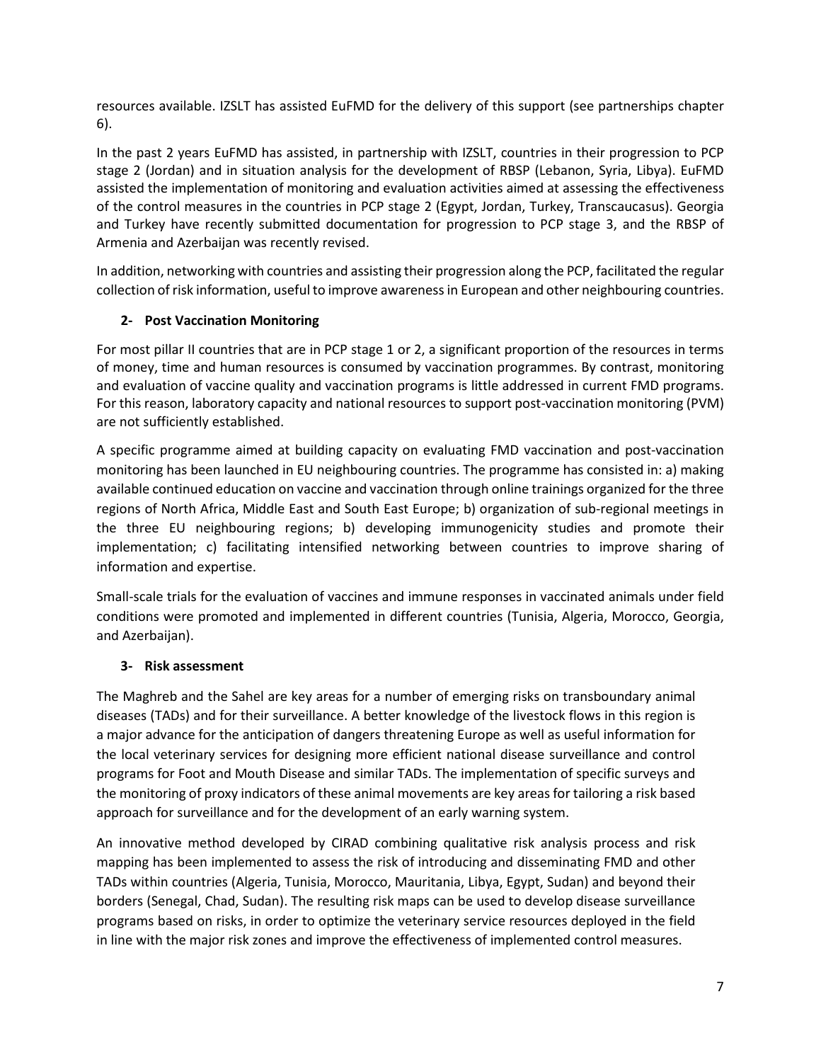resources available. IZSLT has assisted EuFMD for the delivery of this support (see partnerships chapter 6).

In the past 2 years EuFMD has assisted, in partnership with IZSLT, countries in their progression to PCP stage 2 (Jordan) and in situation analysis for the development of RBSP (Lebanon, Syria, Libya). EuFMD assisted the implementation of monitoring and evaluation activities aimed at assessing the effectiveness of the control measures in the countries in PCP stage 2 (Egypt, Jordan, Turkey, Transcaucasus). Georgia and Turkey have recently submitted documentation for progression to PCP stage 3, and the RBSP of Armenia and Azerbaijan was recently revised.

In addition, networking with countries and assisting their progression along the PCP, facilitated the regular collection of risk information, useful to improve awareness in European and other neighbouring countries.

### 2- Post Vaccination Monitoring

For most pillar II countries that are in PCP stage 1 or 2, a significant proportion of the resources in terms of money, time and human resources is consumed by vaccination programmes. By contrast, monitoring and evaluation of vaccine quality and vaccination programs is little addressed in current FMD programs. For this reason, laboratory capacity and national resources to support post-vaccination monitoring (PVM) are not sufficiently established.

A specific programme aimed at building capacity on evaluating FMD vaccination and post-vaccination monitoring has been launched in EU neighbouring countries. The programme has consisted in: a) making available continued education on vaccine and vaccination through online trainings organized for the three regions of North Africa, Middle East and South East Europe; b) organization of sub-regional meetings in the three EU neighbouring regions; b) developing immunogenicity studies and promote their implementation; c) facilitating intensified networking between countries to improve sharing of information and expertise.

Small-scale trials for the evaluation of vaccines and immune responses in vaccinated animals under field conditions were promoted and implemented in different countries (Tunisia, Algeria, Morocco, Georgia, and Azerbaijan).

### 3- Risk assessment

The Maghreb and the Sahel are key areas for a number of emerging risks on transboundary animal diseases (TADs) and for their surveillance. A better knowledge of the livestock flows in this region is a major advance for the anticipation of dangers threatening Europe as well as useful information for the local veterinary services for designing more efficient national disease surveillance and control programs for Foot and Mouth Disease and similar TADs. The implementation of specific surveys and the monitoring of proxy indicators of these animal movements are key areas for tailoring a risk based approach for surveillance and for the development of an early warning system.

An innovative method developed by CIRAD combining qualitative risk analysis process and risk mapping has been implemented to assess the risk of introducing and disseminating FMD and other TADs within countries (Algeria, Tunisia, Morocco, Mauritania, Libya, Egypt, Sudan) and beyond their borders (Senegal, Chad, Sudan). The resulting risk maps can be used to develop disease surveillance programs based on risks, in order to optimize the veterinary service resources deployed in the field in line with the major risk zones and improve the effectiveness of implemented control measures.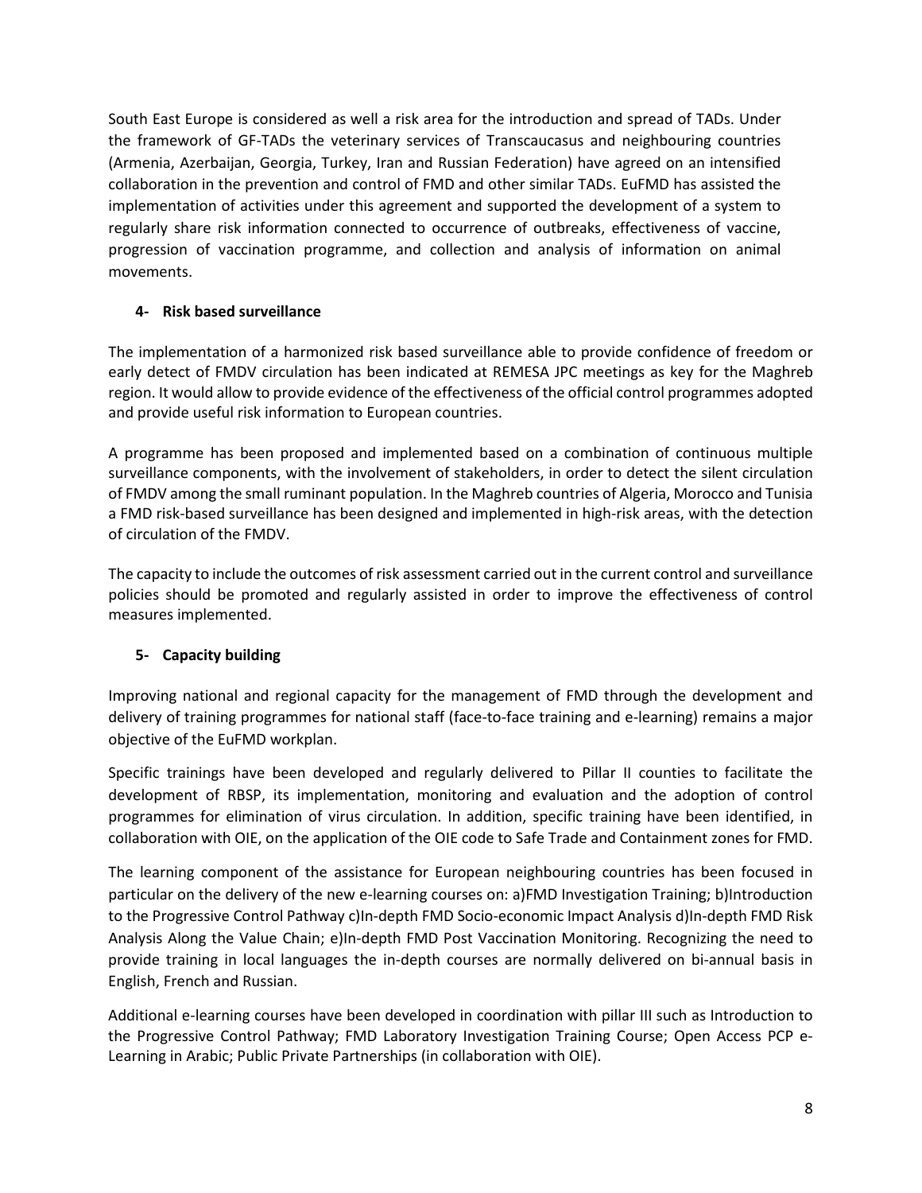South East Europe is considered as well a risk area for the introduction and spread of TADs. Under the framework of GF-TADs the veterinary services of Transcaucasus and neighbouring countries (Armenia, Azerbaijan, Georgia, Turkey, Iran and Russian Federation) have agreed on an intensified collaboration in the prevention and control of FMD and other similar TADs. EuFMD has assisted the implementation of activities under this agreement and supported the development of a system to regularly share risk information connected to occurrence of outbreaks, effectiveness of vaccine, progression of vaccination programme, and collection and analysis of information on animal movements.

### 4- Risk based surveillance

The implementation of a harmonized risk based surveillance able to provide confidence of freedom or early detect of FMDV circulation has been indicated at REMESA JPC meetings as key for the Maghreb region. It would allow to provide evidence of the effectiveness of the official control programmes adopted and provide useful risk information to European countries.

A programme has been proposed and implemented based on a combination of continuous multiple surveillance components, with the involvement of stakeholders, in order to detect the silent circulation of FMDV among the small ruminant population. In the Maghreb countries of Algeria, Morocco and Tunisia a FMD risk-based surveillance has been designed and implemented in high-risk areas, with the detection of circulation of the FMDV.

The capacity to include the outcomes of risk assessment carried out in the current control and surveillance policies should be promoted and regularly assisted in order to improve the effectiveness of control measures implemented.

### 5- Capacity building

Improving national and regional capacity for the management of FMD through the development and delivery of training programmes for national staff (face-to-face training and e-learning) remains a major objective of the EuFMD workplan.

Specific trainings have been developed and regularly delivered to Pillar II counties to facilitate the development of RBSP, its implementation, monitoring and evaluation and the adoption of control programmes for elimination of virus circulation. In addition, specific training have been identified, in collaboration with OIE, on the application of the OIE code to Safe Trade and Containment zones for FMD.

The learning component of the assistance for European neighbouring countries has been focused in particular on the delivery of the new e-learning courses on: a)FMD Investigation Training; b)Introduction to the Progressive Control Pathway c)In-depth FMD Socio-economic Impact Analysis d)In-depth FMD Risk Analysis Along the Value Chain; e)In-depth FMD Post Vaccination Monitoring. Recognizing the need to provide training in local languages the in-depth courses are normally delivered on bi-annual basis in English, French and Russian.

Additional e-learning courses have been developed in coordination with pillar III such as Introduction to the Progressive Control Pathway; FMD Laboratory Investigation Training Course; Open Access PCP e-Learning in Arabic; Public Private Partnerships (in collaboration with OIE).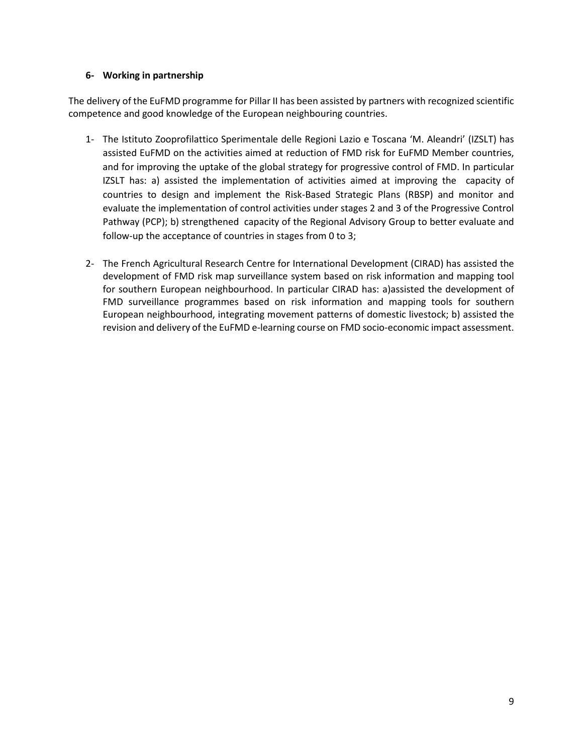### 6- Working in partnership

The delivery of the EuFMD programme for Pillar II has been assisted by partners with recognized scientific competence and good knowledge of the European neighbouring countries.

1- The Istituto Zooprofilattico Sperimentale delle Regioni Lazio e Toscana 'M. Aleandri' (IZSLT) has assisted EuFMD on the activities aimed at reduction of FMD risk for EuFMD Member countries, and for improving the uptake of the global strategy for progressive control of FMD. In particular IZSLT has: a) assisted the implementation of activities aimed at improving the capacity of countries to design and implement the Risk-Based Strategic Plans (RBSP) and monitor and evaluate the implementation of control activities under stages 2 and 3 of the Progressive Control Pathway (PCP); b) strengthened capacity of the Regional Advisory Group to better evaluate and follow-up the acceptance of countries in stages from 0 to 3;

2- The French Agricultural Research Centre for International Development (CIRAD) has assisted the development of FMD risk map surveillance system based on risk information and mapping tool for southern European neighbourhood. In particular CIRAD has: a)assisted the development of FMD surveillance programmes based on risk information and mapping tools for southern European neighbourhood, integrating movement patterns of domestic livestock; b) assisted the revision and delivery of the EuFMD e-learning course on FMD socio-economic impact assessment.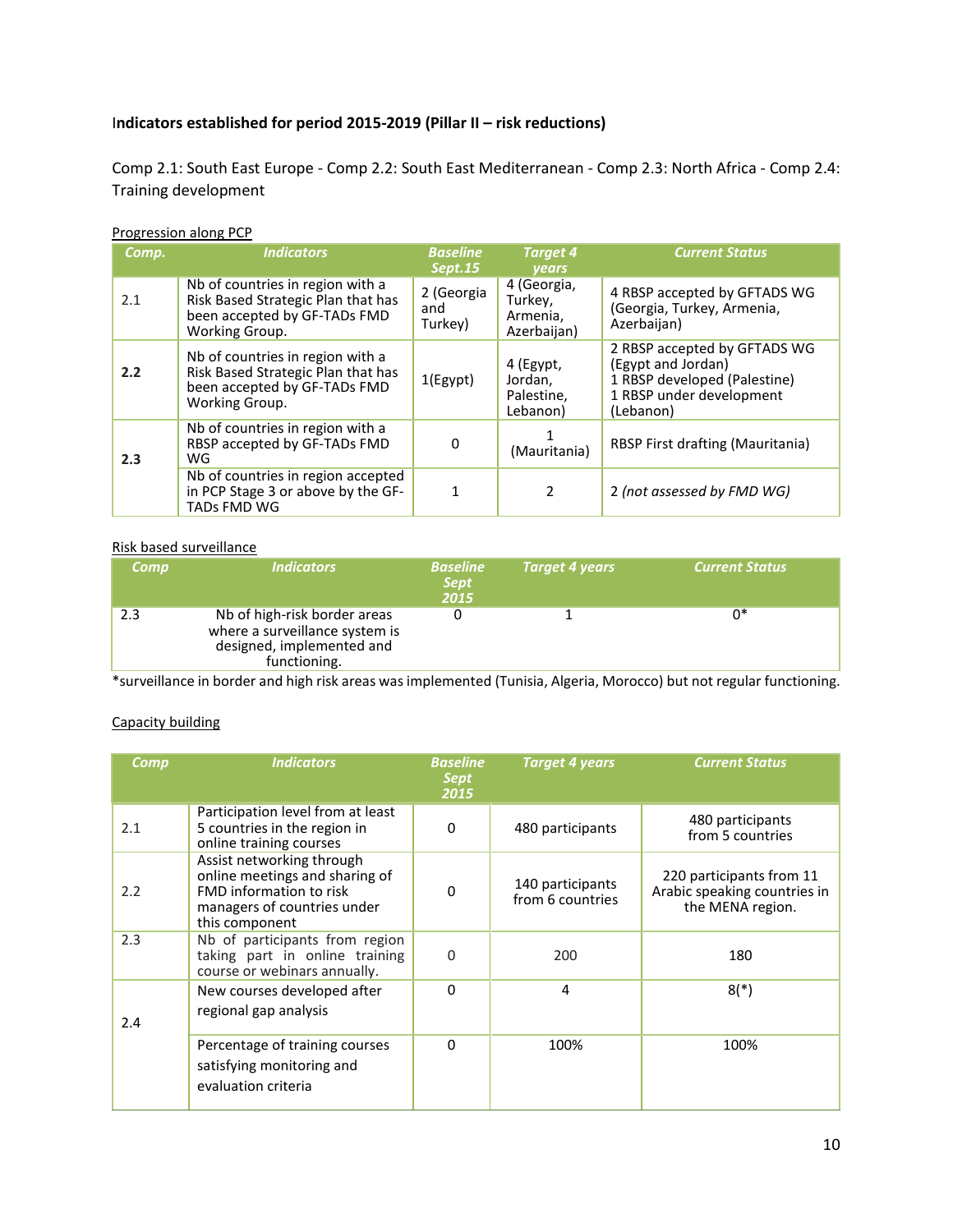**Indicators established for period 2015-2019 (Pillar II – risk reductions)**

Comp 2.1: South East Europe - Comp 2.2: South East Mediterranean - Comp 2.3: North Africa - Comp 2.4: Training development

<u>Progression along PCP</u>

| Comp. | Indicators | Baseline Sept.15 | Target 4 years | Current Status |
|---|---|---|---|---|
| 2.1 | Nb of countries in region with a Risk Based Strategic Plan that has been accepted by GF-TADs FMD Working Group. | 2 (Georgia and Turkey) | 4 (Georgia, Turkey, Armenia, Azerbaijan) | 4 RBSP accepted by GFTADS WG (Georgia, Turkey, Armenia, Azerbaijan) |
| **2.2** | Nb of countries in region with a Risk Based Strategic Plan that has been accepted by GF-TADs FMD Working Group. | 1(Egypt) | 4 (Egypt, Jordan, Palestine, Lebanon) | 2 RBSP accepted by GFTADS WG (Egypt and Jordan)<br>1 RBSP developed (Palestine)<br>1 RBSP under development (Lebanon) |
| **2.3** | Nb of countries in region with a RBSP accepted by GF-TADs FMD WG | 0 | 1 (Mauritania) | RBSP First drafting (Mauritania) |
| | Nb of countries in region accepted in PCP Stage 3 or above by the GF-TADs FMD WG | 1 | 2 | 2 *(not assessed by FMD WG)* |

<u>Risk based surveillance</u>

| Comp | Indicators | Baseline Sept 2015 | Target 4 years | Current Status |
|---|---|---|---|---|
| 2.3 | Nb of high-risk border areas where a surveillance system is designed, implemented and functioning. | 0 | 1 | 0* |

*surveillance in border and high risk areas was implemented (Tunisia, Algeria, Morocco) but not regular functioning.

<u>Capacity building</u>

| Comp | Indicators | Baseline Sept 2015 | Target 4 years | Current Status |
|---|---|---|---|---|
| 2.1 | Participation level from at least 5 countries in the region in online training courses | 0 | 480 participants | 480 participants from 5 countries |
| 2.2 | Assist networking through online meetings and sharing of FMD information to risk managers of countries under this component | 0 | 140 participants from 6 countries | 220 participants from 11 Arabic speaking countries in the MENA region. |
| 2.3 | Nb of participants from region taking part in online training course or webinars annually. | 0 | 200 | 180 |
| 2.4 | New courses developed after regional gap analysis | 0 | 4 | 8(*) |
| | Percentage of training courses satisfying monitoring and evaluation criteria | 0 | 100% | 100% |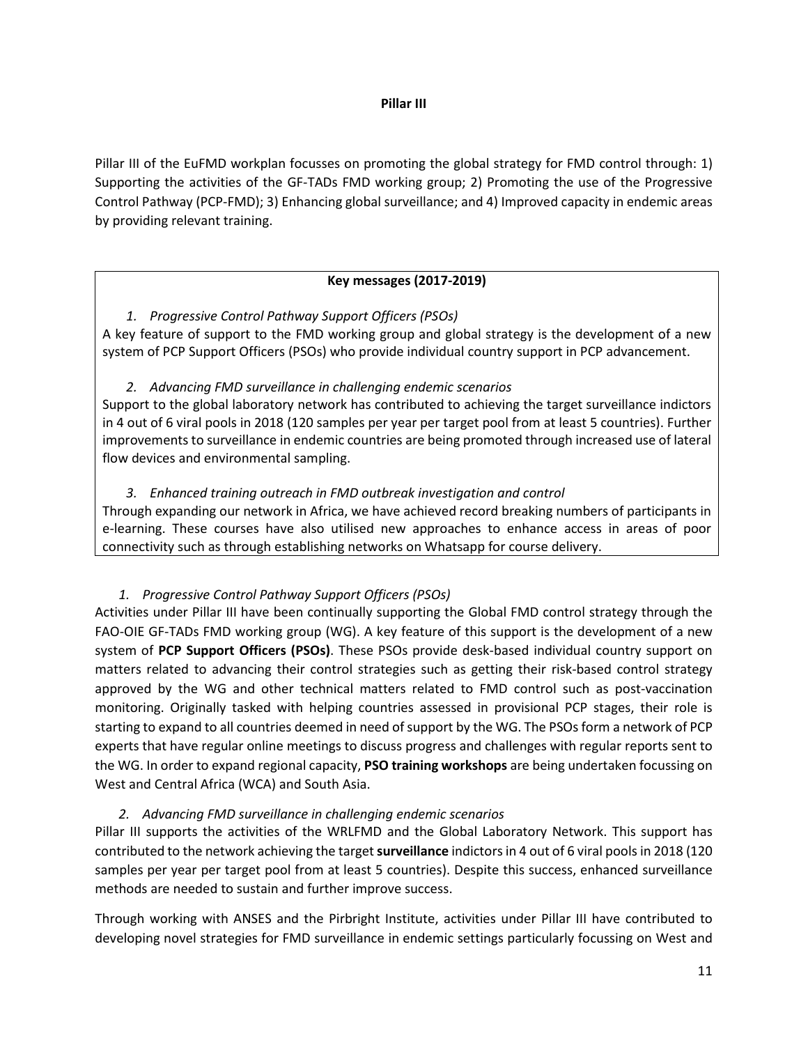## Pillar III

Pillar III of the EuFMD workplan focusses on promoting the global strategy for FMD control through: 1) Supporting the activities of the GF-TADs FMD working group; 2) Promoting the use of the Progressive Control Pathway (PCP-FMD); 3) Enhancing global surveillance; and 4) Improved capacity in endemic areas by providing relevant training.

> **Key messages (2017-2019)**
>
> 1. *Progressive Control Pathway Support Officers (PSOs)*
>
> A key feature of support to the FMD working group and global strategy is the development of a new system of PCP Support Officers (PSOs) who provide individual country support in PCP advancement.
>
> 2. *Advancing FMD surveillance in challenging endemic scenarios*
>
> Support to the global laboratory network has contributed to achieving the target surveillance indictors in 4 out of 6 viral pools in 2018 (120 samples per year per target pool from at least 5 countries). Further improvements to surveillance in endemic countries are being promoted through increased use of lateral flow devices and environmental sampling.
>
> 3. *Enhanced training outreach in FMD outbreak investigation and control*
>
> Through expanding our network in Africa, we have achieved record breaking numbers of participants in e-learning. These courses have also utilised new approaches to enhance access in areas of poor connectivity such as through establishing networks on Whatsapp for course delivery.

1. *Progressive Control Pathway Support Officers (PSOs)*

Activities under Pillar III have been continually supporting the Global FMD control strategy through the FAO-OIE GF-TADs FMD working group (WG). A key feature of this support is the development of a new system of **PCP Support Officers (PSOs)**. These PSOs provide desk-based individual country support on matters related to advancing their control strategies such as getting their risk-based control strategy approved by the WG and other technical matters related to FMD control such as post-vaccination monitoring. Originally tasked with helping countries assessed in provisional PCP stages, their role is starting to expand to all countries deemed in need of support by the WG. The PSOs form a network of PCP experts that have regular online meetings to discuss progress and challenges with regular reports sent to the WG. In order to expand regional capacity, **PSO training workshops** are being undertaken focussing on West and Central Africa (WCA) and South Asia.

2. *Advancing FMD surveillance in challenging endemic scenarios*

Pillar III supports the activities of the WRLFMD and the Global Laboratory Network. This support has contributed to the network achieving the target **surveillance** indictors in 4 out of 6 viral pools in 2018 (120 samples per year per target pool from at least 5 countries). Despite this success, enhanced surveillance methods are needed to sustain and further improve success.

Through working with ANSES and the Pirbright Institute, activities under Pillar III have contributed to developing novel strategies for FMD surveillance in endemic settings particularly focussing on West and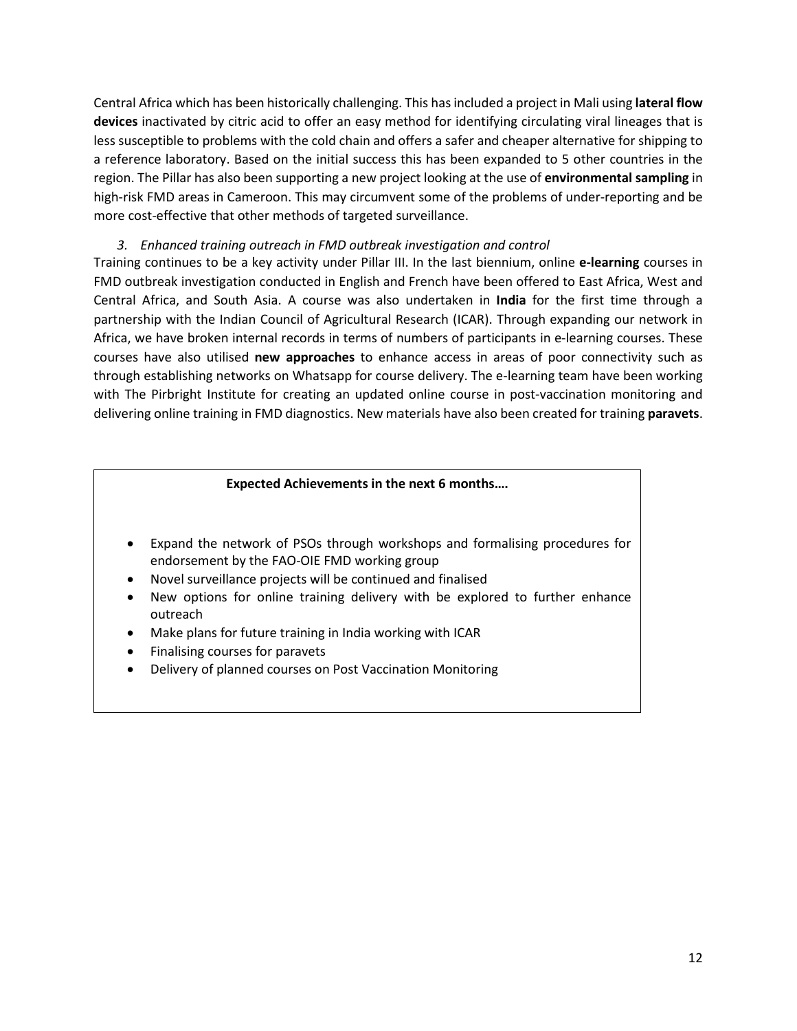Central Africa which has been historically challenging. This has included a project in Mali using **lateral flow devices** inactivated by citric acid to offer an easy method for identifying circulating viral lineages that is less susceptible to problems with the cold chain and offers a safer and cheaper alternative for shipping to a reference laboratory. Based on the initial success this has been expanded to 5 other countries in the region. The Pillar has also been supporting a new project looking at the use of **environmental sampling** in high-risk FMD areas in Cameroon. This may circumvent some of the problems of under-reporting and be more cost-effective that other methods of targeted surveillance.

*3. Enhanced training outreach in FMD outbreak investigation and control*

Training continues to be a key activity under Pillar III. In the last biennium, online **e-learning** courses in FMD outbreak investigation conducted in English and French have been offered to East Africa, West and Central Africa, and South Asia. A course was also undertaken in **India** for the first time through a partnership with the Indian Council of Agricultural Research (ICAR). Through expanding our network in Africa, we have broken internal records in terms of numbers of participants in e-learning courses. These courses have also utilised **new approaches** to enhance access in areas of poor connectivity such as through establishing networks on Whatsapp for course delivery. The e-learning team have been working with The Pirbright Institute for creating an updated online course in post-vaccination monitoring and delivering online training in FMD diagnostics. New materials have also been created for training **paravets**.

**Expected Achievements in the next 6 months….**

- Expand the network of PSOs through workshops and formalising procedures for endorsement by the FAO-OIE FMD working group
- Novel surveillance projects will be continued and finalised
- New options for online training delivery with be explored to further enhance outreach
- Make plans for future training in India working with ICAR
- Finalising courses for paravets
- Delivery of planned courses on Post Vaccination Monitoring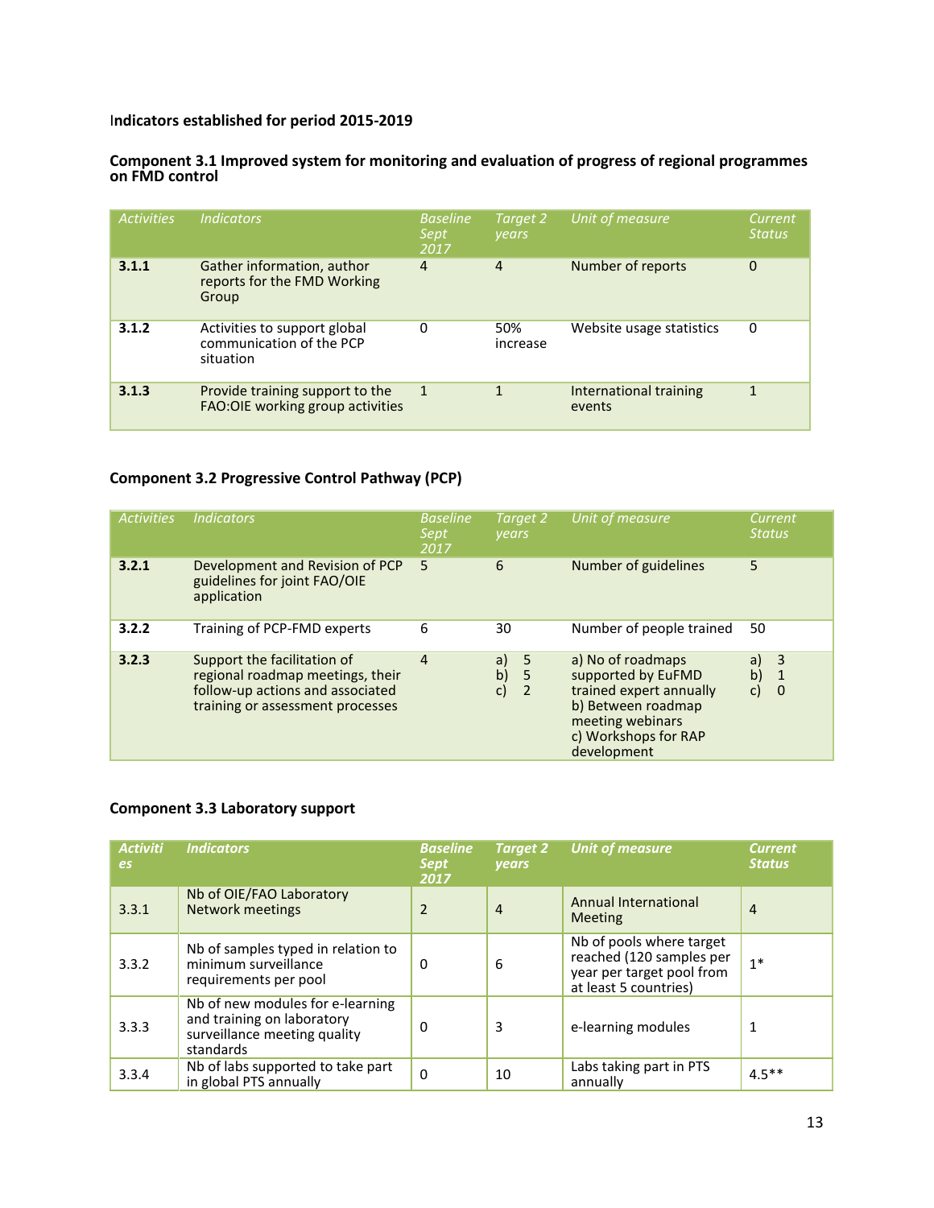### Indicators established for period 2015-2019

#### Component 3.1 Improved system for monitoring and evaluation of progress of regional programmes on FMD control

| Activities | Indicators | Baseline Sept 2017 | Target 2 years | Unit of measure | Current Status |
|---|---|---|---|---|---|
| **3.1.1** | Gather information, author reports for the FMD Working Group | 4 | 4 | Number of reports | 0 |
| **3.1.2** | Activities to support global communication of the PCP situation | 0 | 50% increase | Website usage statistics | 0 |
| **3.1.3** | Provide training support to the FAO:OIE working group activities | 1 | 1 | International training events | 1 |

#### Component 3.2 Progressive Control Pathway (PCP)

| Activities | Indicators | Baseline Sept 2017 | Target 2 years | Unit of measure | Current Status |
|---|---|---|---|---|---|
| **3.2.1** | Development and Revision of PCP guidelines for joint FAO/OIE application | 5 | 6 | Number of guidelines | 5 |
| **3.2.2** | Training of PCP-FMD experts | 6 | 30 | Number of people trained | 50 |
| **3.2.3** | Support the facilitation of regional roadmap meetings, their follow-up actions and associated training or assessment processes | 4 | a) 5<br>b) 5<br>c) 2 | a) No of roadmaps supported by EuFMD trained expert annually<br>b) Between roadmap meeting webinars<br>c) Workshops for RAP development | a) 3<br>b) 1<br>c) 0 |

#### Component 3.3 Laboratory support

| Activities | Indicators | Baseline Sept 2017 | Target 2 years | Unit of measure | Current Status |
|---|---|---|---|---|---|
| 3.3.1 | Nb of OIE/FAO Laboratory Network meetings | 2 | 4 | Annual International Meeting | 4 |
| 3.3.2 | Nb of samples typed in relation to minimum surveillance requirements per pool | 0 | 6 | Nb of pools where target reached (120 samples per year per target pool from at least 5 countries) | 1* |
| 3.3.3 | Nb of new modules for e-learning and training on laboratory surveillance meeting quality standards | 0 | 3 | e-learning modules | 1 |
| 3.3.4 | Nb of labs supported to take part in global PTS annually | 0 | 10 | Labs taking part in PTS annually | 4.5** |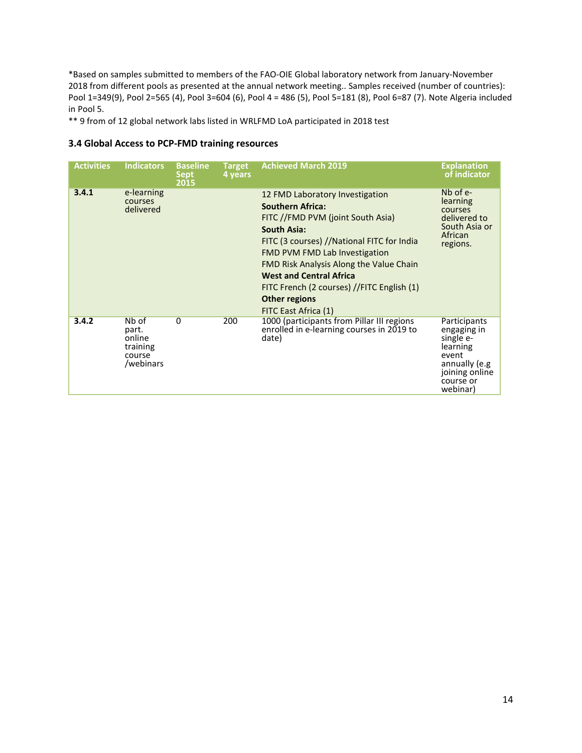*Based on samples submitted to members of the FAO-OIE Global laboratory network from January-November 2018 from different pools as presented at the annual network meeting.. Samples received (number of countries): Pool 1=349(9), Pool 2=565 (4), Pool 3=604 (6), Pool 4 = 486 (5), Pool 5=181 (8), Pool 6=87 (7). Note Algeria included in Pool 5.

** 9 from of 12 global network labs listed in WRLFMD LoA participated in 2018 test

### 3.4 Global Access to PCP-FMD training resources

| Activities | Indicators | Baseline Sept 2015 | Target 4 years | Achieved March 2019 | Explanation of indicator |
|---|---|---|---|---|---|
| **3.4.1** | e-learning courses delivered | | | 12 FMD Laboratory Investigation<br>**Southern Africa:**<br>FITC //FMD PVM (joint South Asia)<br>**South Asia:**<br>FITC (3 courses) //National FITC for India<br>FMD PVM FMD Lab Investigation<br>FMD Risk Analysis Along the Value Chain<br>**West and Central Africa**<br>FITC French (2 courses) //FITC English (1)<br>**Other regions**<br>FITC East Africa (1) | Nb of e-learning courses delivered to South Asia or African regions. |
| **3.4.2** | Nb of part. online training course /webinars | 0 | 200 | 1000 (participants from Pillar III regions enrolled in e-learning courses in 2019 to date) | Participants engaging in single e-learning event annually (e.g joining online course or webinar) |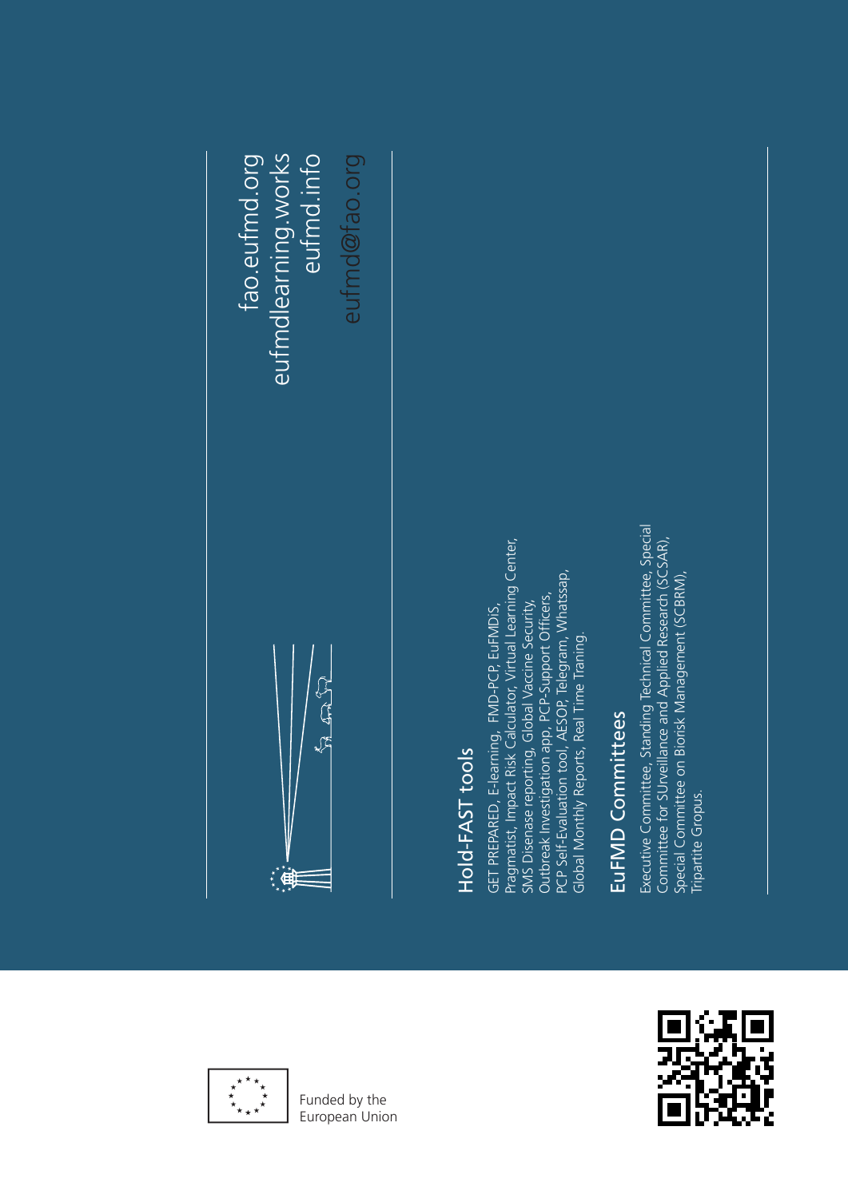fao.eufmd.org
eufmdlearning.works
eufmd.info
eufmd@fao.org

## Hold-FAST tools

GET PREPARED, E-learning, FMD-PCP, EuFMDiS, Pragmatist, Impact Risk Calculator, Virtual Learning Center, SMS Disenase reporting, Global Vaccine Security, Outbreak Investigation app, PCP-Support Officers, PCP Self-Evaluation tool, AESOP, Telegram, Whatsapp, Global Monthly Reports, Real Time Traning.

## EuFMD Committees

Executive Committee, Standing Technical Committee, Special Committee for SUrveillance and Applied Research (SCSAR), Special Committee on Biorisk Management (SCBRM), Tripartite Gropus.

Funded by the European Union